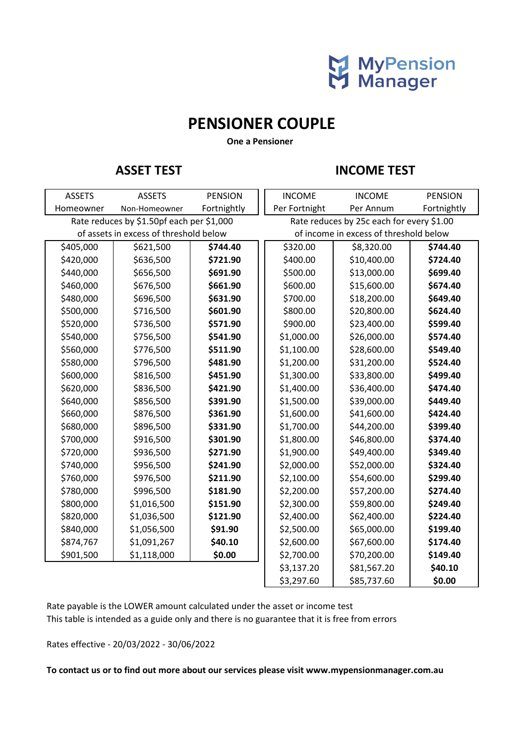MyPension Manager

# PENSIONER COUPLE

**One a Pensioner**

## ASSET TEST

| ASSETS Homeowner | ASSETS Non-Homeowner | PENSION Fortnightly |
|---|---|---|
| Rate reduces by $1.50pf each per $1,000 of assets in excess of threshold below | | |
| $405,000 | $621,500 | **$744.40** |
| $420,000 | $636,500 | **$721.90** |
| $440,000 | $656,500 | **$691.90** |
| $460,000 | $676,500 | **$661.90** |
| $480,000 | $696,500 | **$631.90** |
| $500,000 | $716,500 | **$601.90** |
| $520,000 | $736,500 | **$571.90** |
| $540,000 | $756,500 | **$541.90** |
| $560,000 | $776,500 | **$511.90** |
| $580,000 | $796,500 | **$481.90** |
| $600,000 | $816,500 | **$451.90** |
| $620,000 | $836,500 | **$421.90** |
| $640,000 | $856,500 | **$391.90** |
| $660,000 | $876,500 | **$361.90** |
| $680,000 | $896,500 | **$331.90** |
| $700,000 | $916,500 | **$301.90** |
| $720,000 | $936,500 | **$271.90** |
| $740,000 | $956,500 | **$241.90** |
| $760,000 | $976,500 | **$211.90** |
| $780,000 | $996,500 | **$181.90** |
| $800,000 | $1,016,500 | **$151.90** |
| $820,000 | $1,036,500 | **$121.90** |
| $840,000 | $1,056,500 | **$91.90** |
| $874,767 | $1,091,267 | **$40.10** |
| $901,500 | $1,118,000 | **$0.00** |

## INCOME TEST

| INCOME Per Fortnight | INCOME Per Annum | PENSION Fortnightly |
|---|---|---|
| Rate reduces by 25c each for every $1.00 of income in excess of threshold below | | |
| $320.00 | $8,320.00 | **$744.40** |
| $400.00 | $10,400.00 | **$724.40** |
| $500.00 | $13,000.00 | **$699.40** |
| $600.00 | $15,600.00 | **$674.40** |
| $700.00 | $18,200.00 | **$649.40** |
| $800.00 | $20,800.00 | **$624.40** |
| $900.00 | $23,400.00 | **$599.40** |
| $1,000.00 | $26,000.00 | **$574.40** |
| $1,100.00 | $28,600.00 | **$549.40** |
| $1,200.00 | $31,200.00 | **$524.40** |
| $1,300.00 | $33,800.00 | **$499.40** |
| $1,400.00 | $36,400.00 | **$474.40** |
| $1,500.00 | $39,000.00 | **$449.40** |
| $1,600.00 | $41,600.00 | **$424.40** |
| $1,700.00 | $44,200.00 | **$399.40** |
| $1,800.00 | $46,800.00 | **$374.40** |
| $1,900.00 | $49,400.00 | **$349.40** |
| $2,000.00 | $52,000.00 | **$324.40** |
| $2,100.00 | $54,600.00 | **$299.40** |
| $2,200.00 | $57,200.00 | **$274.40** |
| $2,300.00 | $59,800.00 | **$249.40** |
| $2,400.00 | $62,400.00 | **$224.40** |
| $2,500.00 | $65,000.00 | **$199.40** |
| $2,600.00 | $67,600.00 | **$174.40** |
| $2,700.00 | $70,200.00 | **$149.40** |
| $3,137.20 | $81,567.20 | **$40.10** |
| $3,297.60 | $85,737.60 | **$0.00** |

Rate payable is the LOWER amount calculated under the asset or income test
This table is intended as a guide only and there is no guarantee that it is free from errors

Rates effective - 20/03/2022 - 30/06/2022

**To contact us or to find out more about our services please visit www.mypensionmanager.com.au**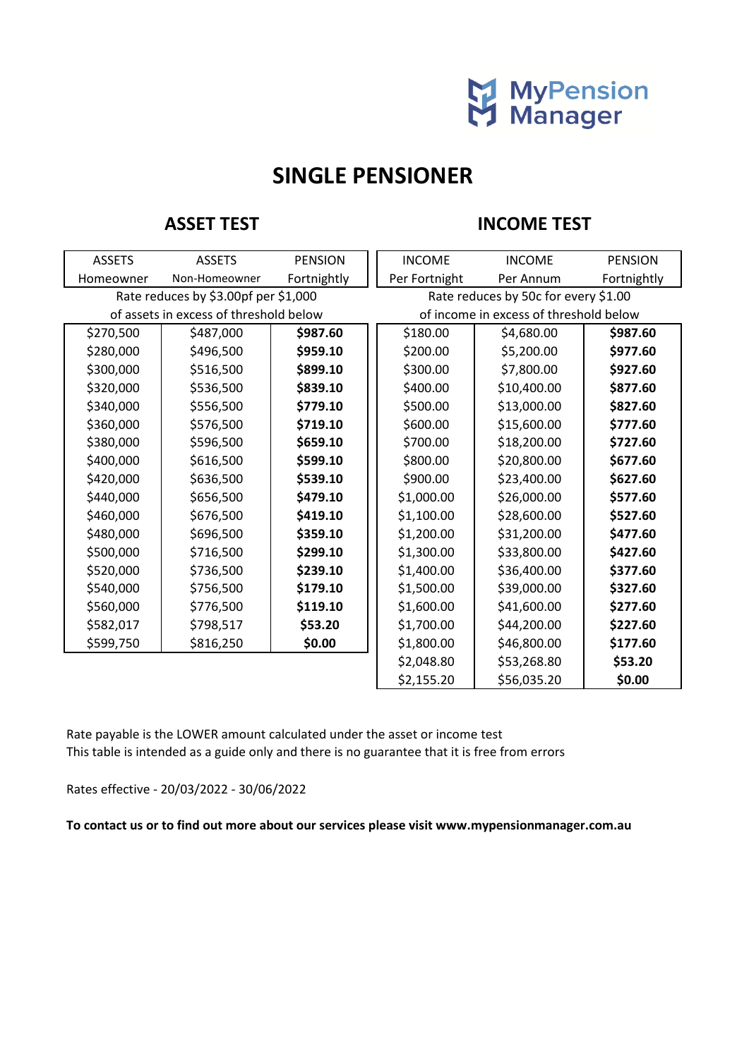MyPension Manager

# SINGLE PENSIONER

## ASSET TEST

| ASSETS Homeowner | ASSETS Non-Homeowner | PENSION Fortnightly |
|---|---|---|
| Rate reduces by $3.00pf per $1,000 of assets in excess of threshold below | | |
| $270,500 | $487,000 | **$987.60** |
| $280,000 | $496,500 | **$959.10** |
| $300,000 | $516,500 | **$899.10** |
| $320,000 | $536,500 | **$839.10** |
| $340,000 | $556,500 | **$779.10** |
| $360,000 | $576,500 | **$719.10** |
| $380,000 | $596,500 | **$659.10** |
| $400,000 | $616,500 | **$599.10** |
| $420,000 | $636,500 | **$539.10** |
| $440,000 | $656,500 | **$479.10** |
| $460,000 | $676,500 | **$419.10** |
| $480,000 | $696,500 | **$359.10** |
| $500,000 | $716,500 | **$299.10** |
| $520,000 | $736,500 | **$239.10** |
| $540,000 | $756,500 | **$179.10** |
| $560,000 | $776,500 | **$119.10** |
| $582,017 | $798,517 | **$53.20** |
| $599,750 | $816,250 | **$0.00** |

## INCOME TEST

| INCOME Per Fortnight | INCOME Per Annum | PENSION Fortnightly |
|---|---|---|
| Rate reduces by 50c for every $1.00 of income in excess of threshold below | | |
| $180.00 | $4,680.00 | **$987.60** |
| $200.00 | $5,200.00 | **$977.60** |
| $300.00 | $7,800.00 | **$927.60** |
| $400.00 | $10,400.00 | **$877.60** |
| $500.00 | $13,000.00 | **$827.60** |
| $600.00 | $15,600.00 | **$777.60** |
| $700.00 | $18,200.00 | **$727.60** |
| $800.00 | $20,800.00 | **$677.60** |
| $900.00 | $23,400.00 | **$627.60** |
| $1,000.00 | $26,000.00 | **$577.60** |
| $1,100.00 | $28,600.00 | **$527.60** |
| $1,200.00 | $31,200.00 | **$477.60** |
| $1,300.00 | $33,800.00 | **$427.60** |
| $1,400.00 | $36,400.00 | **$377.60** |
| $1,500.00 | $39,000.00 | **$327.60** |
| $1,600.00 | $41,600.00 | **$277.60** |
| $1,700.00 | $44,200.00 | **$227.60** |
| $1,800.00 | $46,800.00 | **$177.60** |
| $2,048.80 | $53,268.80 | **$53.20** |
| $2,155.20 | $56,035.20 | **$0.00** |

Rate payable is the LOWER amount calculated under the asset or income test
This table is intended as a guide only and there is no guarantee that it is free from errors

Rates effective - 20/03/2022 - 30/06/2022

**To contact us or to find out more about our services please visit www.mypensionmanager.com.au**